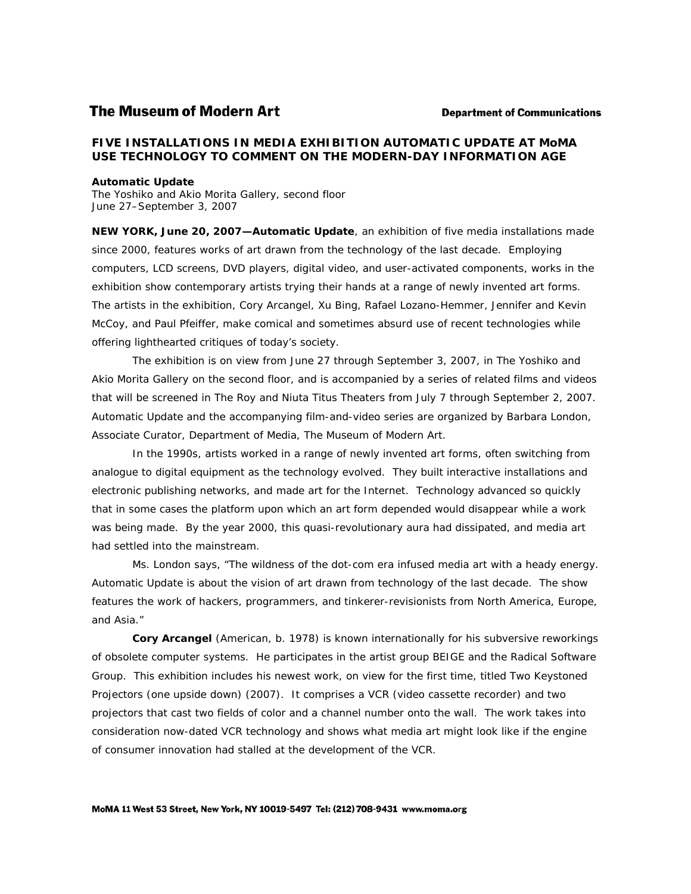**The Museum of Modern Art** **Department of Communications**

## FIVE INSTALLATIONS IN MEDIA EXHIBITION AUTOMATIC UPDATE AT MoMA USE TECHNOLOGY TO COMMENT ON THE MODERN-DAY INFORMATION AGE

**Automatic Update**
The Yoshiko and Akio Morita Gallery, second floor
June 27–September 3, 2007

**NEW YORK, June 20, 2007—Automatic Update**, an exhibition of five media installations made since 2000, features works of art drawn from the technology of the last decade. Employing computers, LCD screens, DVD players, digital video, and user-activated components, works in the exhibition show contemporary artists trying their hands at a range of newly invented art forms. The artists in the exhibition, Cory Arcangel, Xu Bing, Rafael Lozano-Hemmer, Jennifer and Kevin McCoy, and Paul Pfeiffer, make comical and sometimes absurd use of recent technologies while offering lighthearted critiques of today's society.

The exhibition is on view from June 27 through September 3, 2007, in The Yoshiko and Akio Morita Gallery on the second floor, and is accompanied by a series of related films and videos that will be screened in The Roy and Niuta Titus Theaters from July 7 through September 2, 2007. Automatic Update and the accompanying film-and-video series are organized by Barbara London, Associate Curator, Department of Media, The Museum of Modern Art.

In the 1990s, artists worked in a range of newly invented art forms, often switching from analogue to digital equipment as the technology evolved. They built interactive installations and electronic publishing networks, and made art for the Internet. Technology advanced so quickly that in some cases the platform upon which an art form depended would disappear while a work was being made. By the year 2000, this quasi-revolutionary aura had dissipated, and media art had settled into the mainstream.

Ms. London says, "The wildness of the dot-com era infused media art with a heady energy. Automatic Update is about the vision of art drawn from technology of the last decade. The show features the work of hackers, programmers, and tinkerer-revisionists from North America, Europe, and Asia."

**Cory Arcangel** (American, b. 1978) is known internationally for his subversive reworkings of obsolete computer systems. He participates in the artist group BEIGE and the Radical Software Group. This exhibition includes his newest work, on view for the first time, titled Two Keystoned Projectors (one upside down) (2007). It comprises a VCR (video cassette recorder) and two projectors that cast two fields of color and a channel number onto the wall. The work takes into consideration now-dated VCR technology and shows what media art might look like if the engine of consumer innovation had stalled at the development of the VCR.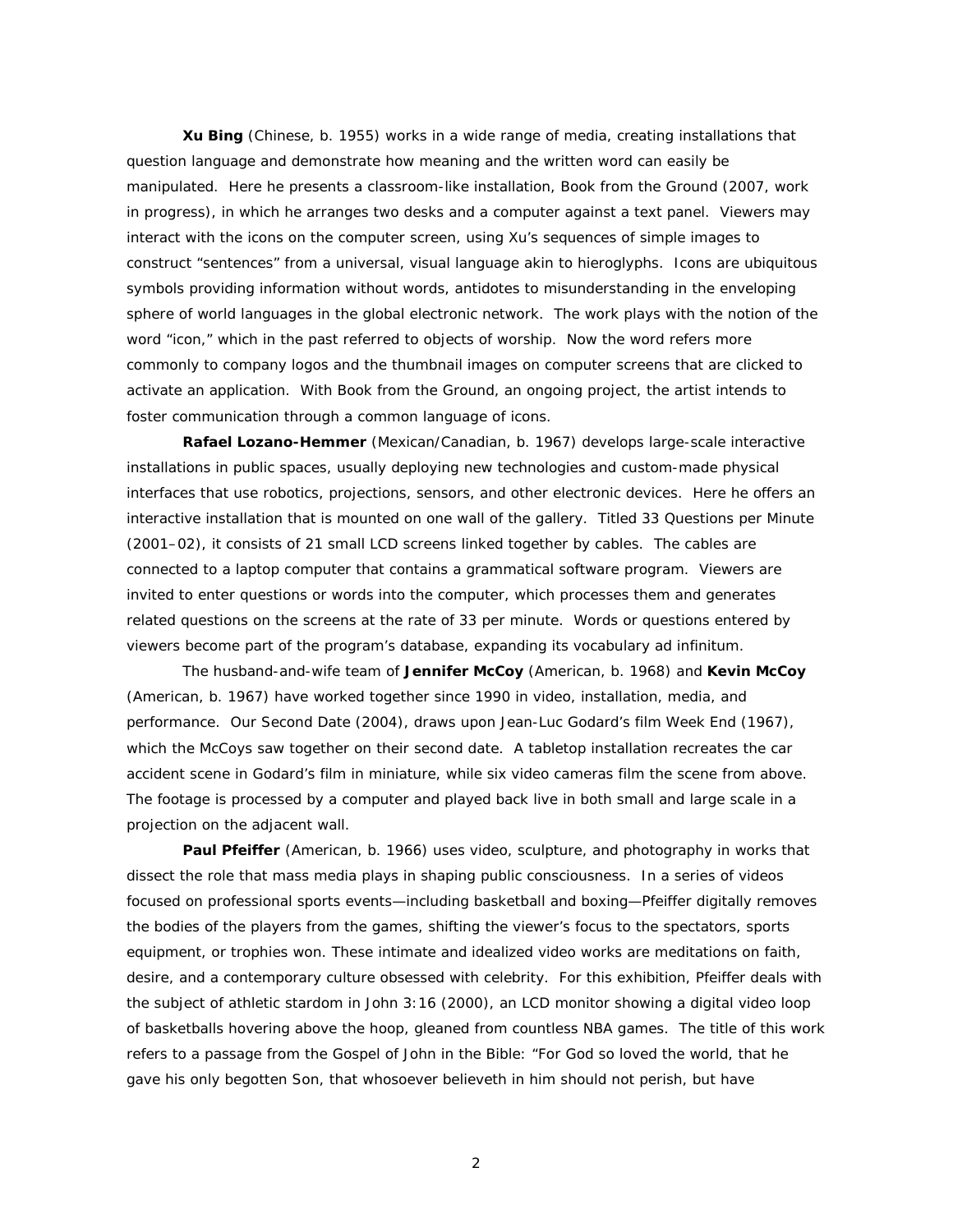**Xu Bing** (Chinese, b. 1955) works in a wide range of media, creating installations that question language and demonstrate how meaning and the written word can easily be manipulated. Here he presents a classroom-like installation, Book from the Ground (2007, work in progress), in which he arranges two desks and a computer against a text panel. Viewers may interact with the icons on the computer screen, using Xu's sequences of simple images to construct "sentences" from a universal, visual language akin to hieroglyphs. Icons are ubiquitous symbols providing information without words, antidotes to misunderstanding in the enveloping sphere of world languages in the global electronic network. The work plays with the notion of the word "icon," which in the past referred to objects of worship. Now the word refers more commonly to company logos and the thumbnail images on computer screens that are clicked to activate an application. With Book from the Ground, an ongoing project, the artist intends to foster communication through a common language of icons.

**Rafael Lozano-Hemmer** (Mexican/Canadian, b. 1967) develops large-scale interactive installations in public spaces, usually deploying new technologies and custom-made physical interfaces that use robotics, projections, sensors, and other electronic devices. Here he offers an interactive installation that is mounted on one wall of the gallery. Titled 33 Questions per Minute (2001–02), it consists of 21 small LCD screens linked together by cables. The cables are connected to a laptop computer that contains a grammatical software program. Viewers are invited to enter questions or words into the computer, which processes them and generates related questions on the screens at the rate of 33 per minute. Words or questions entered by viewers become part of the program's database, expanding its vocabulary ad infinitum.

The husband-and-wife team of **Jennifer McCoy** (American, b. 1968) and **Kevin McCoy** (American, b. 1967) have worked together since 1990 in video, installation, media, and performance. Our Second Date (2004), draws upon Jean-Luc Godard's film Week End (1967), which the McCoys saw together on their second date. A tabletop installation recreates the car accident scene in Godard's film in miniature, while six video cameras film the scene from above. The footage is processed by a computer and played back live in both small and large scale in a projection on the adjacent wall.

**Paul Pfeiffer** (American, b. 1966) uses video, sculpture, and photography in works that dissect the role that mass media plays in shaping public consciousness. In a series of videos focused on professional sports events—including basketball and boxing—Pfeiffer digitally removes the bodies of the players from the games, shifting the viewer's focus to the spectators, sports equipment, or trophies won. These intimate and idealized video works are meditations on faith, desire, and a contemporary culture obsessed with celebrity. For this exhibition, Pfeiffer deals with the subject of athletic stardom in John 3:16 (2000), an LCD monitor showing a digital video loop of basketballs hovering above the hoop, gleaned from countless NBA games. The title of this work refers to a passage from the Gospel of John in the Bible: "For God so loved the world, that he gave his only begotten Son, that whosoever believeth in him should not perish, but have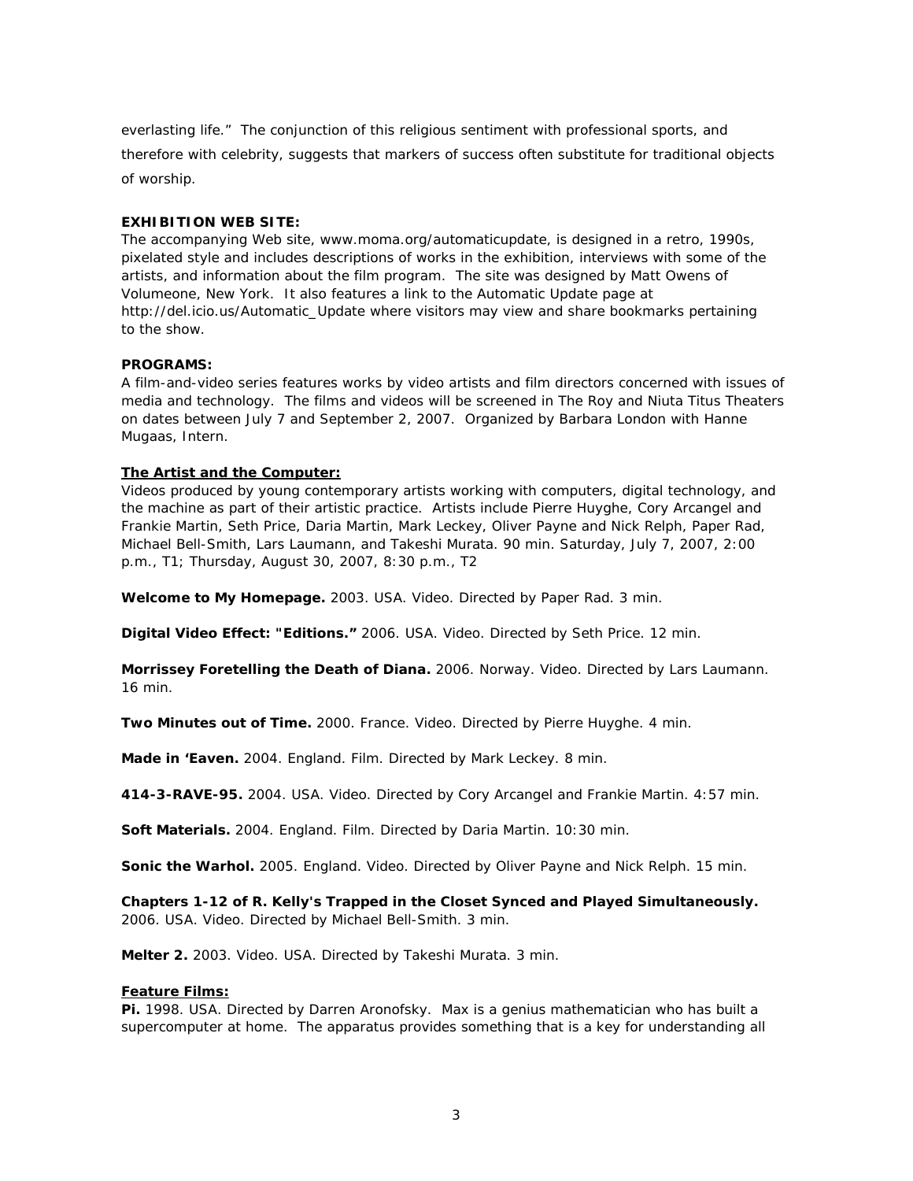everlasting life." The conjunction of this religious sentiment with professional sports, and therefore with celebrity, suggests that markers of success often substitute for traditional objects of worship.

**EXHIBITION WEB SITE:**
The accompanying Web site, www.moma.org/automaticupdate, is designed in a retro, 1990s, pixelated style and includes descriptions of works in the exhibition, interviews with some of the artists, and information about the film program. The site was designed by Matt Owens of Volumeone, New York. It also features a link to the Automatic Update page at http://del.icio.us/Automatic_Update where visitors may view and share bookmarks pertaining to the show.

**PROGRAMS:**
A film-and-video series features works by video artists and film directors concerned with issues of media and technology. The films and videos will be screened in The Roy and Niuta Titus Theaters on dates between July 7 and September 2, 2007. Organized by Barbara London with Hanne Mugaas, Intern.

**The Artist and the Computer:**
Videos produced by young contemporary artists working with computers, digital technology, and the machine as part of their artistic practice. Artists include Pierre Huyghe, Cory Arcangel and Frankie Martin, Seth Price, Daria Martin, Mark Leckey, Oliver Payne and Nick Relph, Paper Rad, Michael Bell-Smith, Lars Laumann, and Takeshi Murata. 90 min. Saturday, July 7, 2007, 2:00 p.m., T1; Thursday, August 30, 2007, 8:30 p.m., T2

**Welcome to My Homepage.** 2003. USA. Video. Directed by Paper Rad. 3 min.

**Digital Video Effect: "Editions."** 2006. USA. Video. Directed by Seth Price. 12 min.

**Morrissey Foretelling the Death of Diana.** 2006. Norway. Video. Directed by Lars Laumann. 16 min.

**Two Minutes out of Time.** 2000. France. Video. Directed by Pierre Huyghe. 4 min.

**Made in 'Eaven.** 2004. England. Film. Directed by Mark Leckey. 8 min.

**414-3-RAVE-95.** 2004. USA. Video. Directed by Cory Arcangel and Frankie Martin. 4:57 min.

**Soft Materials.** 2004. England. Film. Directed by Daria Martin. 10:30 min.

**Sonic the Warhol.** 2005. England. Video. Directed by Oliver Payne and Nick Relph. 15 min.

**Chapters 1-12 of R. Kelly's Trapped in the Closet Synced and Played Simultaneously.** 2006. USA. Video. Directed by Michael Bell-Smith. 3 min.

**Melter 2.** 2003. Video. USA. Directed by Takeshi Murata. 3 min.

**Feature Films:**
**Pi.** 1998. USA. Directed by Darren Aronofsky. Max is a genius mathematician who has built a supercomputer at home. The apparatus provides something that is a key for understanding all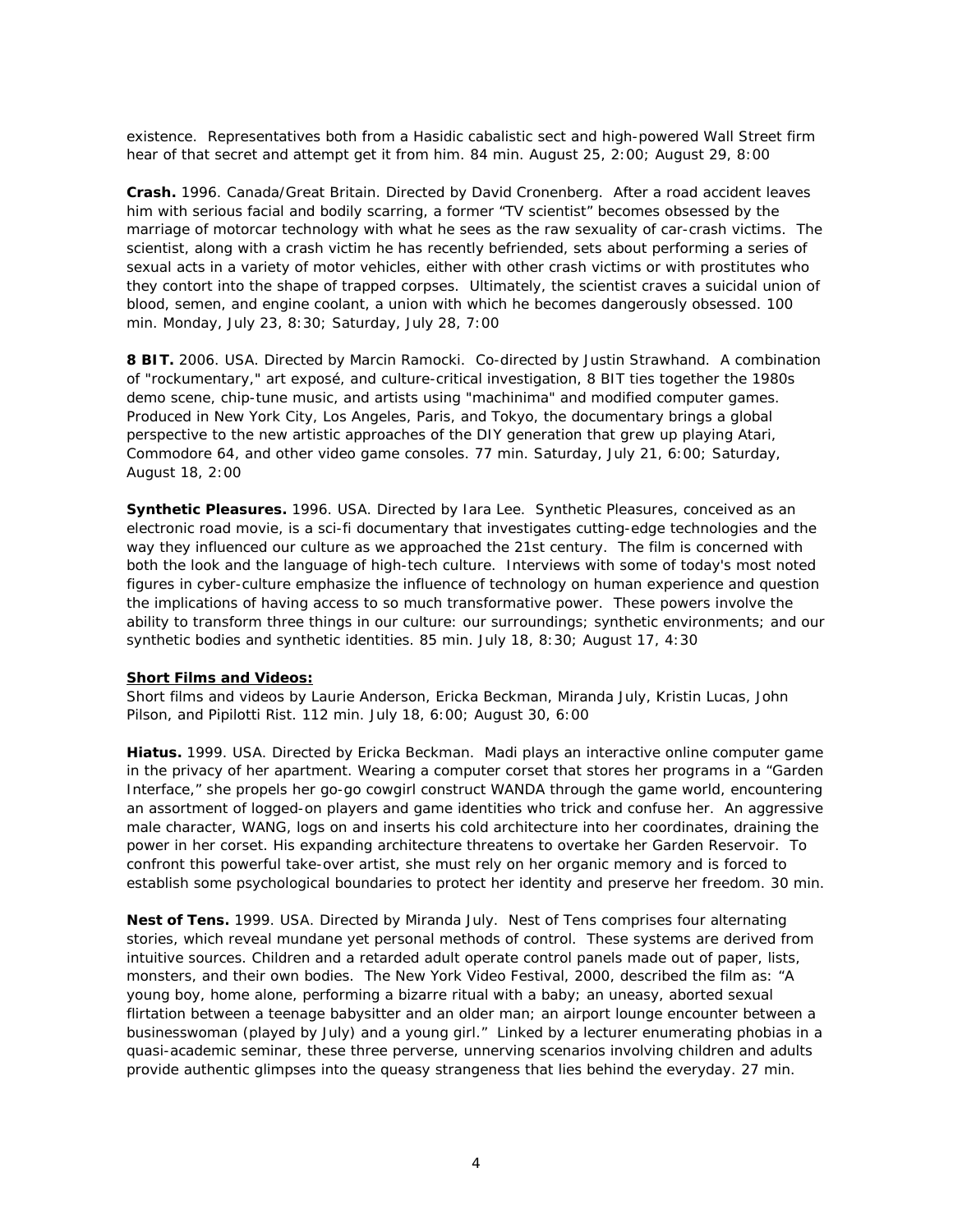existence. Representatives both from a Hasidic cabalistic sect and high-powered Wall Street firm hear of that secret and attempt get it from him. 84 min. August 25, 2:00; August 29, 8:00

**Crash.** 1996. Canada/Great Britain. Directed by David Cronenberg. After a road accident leaves him with serious facial and bodily scarring, a former "TV scientist" becomes obsessed by the marriage of motorcar technology with what he sees as the raw sexuality of car-crash victims. The scientist, along with a crash victim he has recently befriended, sets about performing a series of sexual acts in a variety of motor vehicles, either with other crash victims or with prostitutes who they contort into the shape of trapped corpses. Ultimately, the scientist craves a suicidal union of blood, semen, and engine coolant, a union with which he becomes dangerously obsessed. 100 min. Monday, July 23, 8:30; Saturday, July 28, 7:00

**8 BIT.** 2006. USA. Directed by Marcin Ramocki. Co-directed by Justin Strawhand. A combination of "rockumentary," art exposé, and culture-critical investigation, 8 BIT ties together the 1980s demo scene, chip-tune music, and artists using "machinima" and modified computer games. Produced in New York City, Los Angeles, Paris, and Tokyo, the documentary brings a global perspective to the new artistic approaches of the DIY generation that grew up playing Atari, Commodore 64, and other video game consoles. 77 min. Saturday, July 21, 6:00; Saturday, August 18, 2:00

**Synthetic Pleasures.** 1996. USA. Directed by Iara Lee. Synthetic Pleasures, conceived as an electronic road movie, is a sci-fi documentary that investigates cutting-edge technologies and the way they influenced our culture as we approached the 21st century. The film is concerned with both the look and the language of high-tech culture. Interviews with some of today's most noted figures in cyber-culture emphasize the influence of technology on human experience and question the implications of having access to so much transformative power. These powers involve the ability to transform three things in our culture: our surroundings; synthetic environments; and our synthetic bodies and synthetic identities. 85 min. July 18, 8:30; August 17, 4:30

**Short Films and Videos:**

Short films and videos by Laurie Anderson, Ericka Beckman, Miranda July, Kristin Lucas, John Pilson, and Pipilotti Rist. 112 min. July 18, 6:00; August 30, 6:00

**Hiatus.** 1999. USA. Directed by Ericka Beckman. Madi plays an interactive online computer game in the privacy of her apartment. Wearing a computer corset that stores her programs in a "Garden Interface," she propels her go-go cowgirl construct WANDA through the game world, encountering an assortment of logged-on players and game identities who trick and confuse her. An aggressive male character, WANG, logs on and inserts his cold architecture into her coordinates, draining the power in her corset. His expanding architecture threatens to overtake her Garden Reservoir. To confront this powerful take-over artist, she must rely on her organic memory and is forced to establish some psychological boundaries to protect her identity and preserve her freedom. 30 min.

**Nest of Tens.** 1999. USA. Directed by Miranda July. Nest of Tens comprises four alternating stories, which reveal mundane yet personal methods of control. These systems are derived from intuitive sources. Children and a retarded adult operate control panels made out of paper, lists, monsters, and their own bodies. The New York Video Festival, 2000, described the film as: "A young boy, home alone, performing a bizarre ritual with a baby; an uneasy, aborted sexual flirtation between a teenage babysitter and an older man; an airport lounge encounter between a businesswoman (played by July) and a young girl." Linked by a lecturer enumerating phobias in a quasi-academic seminar, these three perverse, unnerving scenarios involving children and adults provide authentic glimpses into the queasy strangeness that lies behind the everyday. 27 min.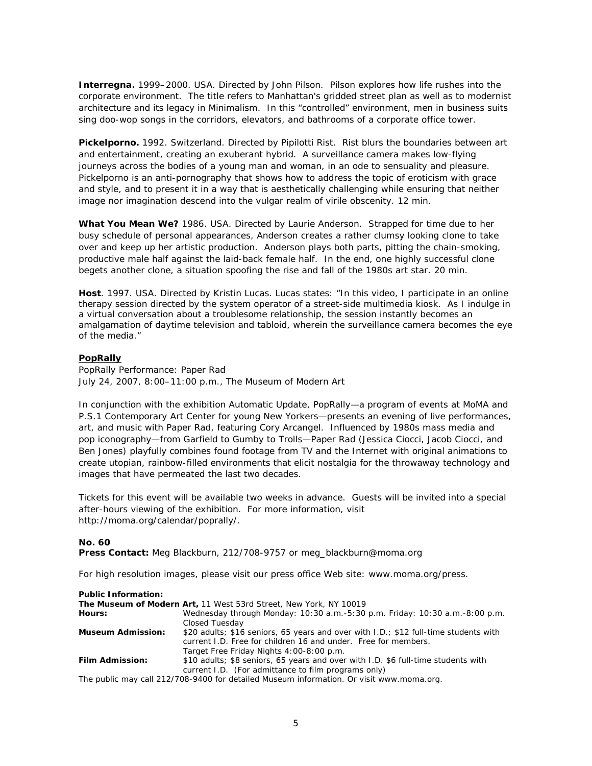**Interregna.** 1999–2000. USA. Directed by John Pilson. Pilson explores how life rushes into the corporate environment. The title refers to Manhattan's gridded street plan as well as to modernist architecture and its legacy in Minimalism. In this "controlled" environment, men in business suits sing doo-wop songs in the corridors, elevators, and bathrooms of a corporate office tower.

**Pickelporno.** 1992. Switzerland. Directed by Pipilotti Rist. Rist blurs the boundaries between art and entertainment, creating an exuberant hybrid. A surveillance camera makes low-flying journeys across the bodies of a young man and woman, in an ode to sensuality and pleasure. Pickelporno is an anti-pornography that shows how to address the topic of eroticism with grace and style, and to present it in a way that is aesthetically challenging while ensuring that neither image nor imagination descend into the vulgar realm of virile obscenity. 12 min.

**What You Mean We?** 1986. USA. Directed by Laurie Anderson. Strapped for time due to her busy schedule of personal appearances, Anderson creates a rather clumsy looking clone to take over and keep up her artistic production. Anderson plays both parts, pitting the chain-smoking, productive male half against the laid-back female half. In the end, one highly successful clone begets another clone, a situation spoofing the rise and fall of the 1980s art star. 20 min.

**Host**. 1997. USA. Directed by Kristin Lucas. Lucas states: "In this video, I participate in an online therapy session directed by the system operator of a street-side multimedia kiosk. As I indulge in a virtual conversation about a troublesome relationship, the session instantly becomes an amalgamation of daytime television and tabloid, wherein the surveillance camera becomes the eye of the media."

**PopRally**

PopRally Performance: Paper Rad
July 24, 2007, 8:00–11:00 p.m., The Museum of Modern Art

In conjunction with the exhibition Automatic Update, PopRally—a program of events at MoMA and P.S.1 Contemporary Art Center for young New Yorkers—presents an evening of live performances, art, and music with Paper Rad, featuring Cory Arcangel. Influenced by 1980s mass media and pop iconography—from Garfield to Gumby to Trolls—Paper Rad (Jessica Ciocci, Jacob Ciocci, and Ben Jones) playfully combines found footage from TV and the Internet with original animations to create utopian, rainbow-filled environments that elicit nostalgia for the throwaway technology and images that have permeated the last two decades.

Tickets for this event will be available two weeks in advance. Guests will be invited into a special after-hours viewing of the exhibition. For more information, visit http://moma.org/calendar/poprally/.

**No. 60**
**Press Contact:** Meg Blackburn, 212/708-9757 or meg_blackburn@moma.org

For high resolution images, please visit our press office Web site: www.moma.org/press.

**Public Information:**
**The Museum of Modern Art,** 11 West 53rd Street, New York, NY 10019

| | |
|---|---|
| **Hours:** | Wednesday through Monday: 10:30 a.m.-5:30 p.m. Friday: 10:30 a.m.-8:00 p.m. Closed Tuesday |
| **Museum Admission:** | \$20 adults; \$16 seniors, 65 years and over with I.D.; \$12 full-time students with current I.D. Free for children 16 and under. Free for members. Target Free Friday Nights 4:00-8:00 p.m. |
| **Film Admission:** | \$10 adults; \$8 seniors, 65 years and over with I.D. \$6 full-time students with current I.D. (For admittance to film programs only) |

The public may call 212/708-9400 for detailed Museum information. Or visit www.moma.org.